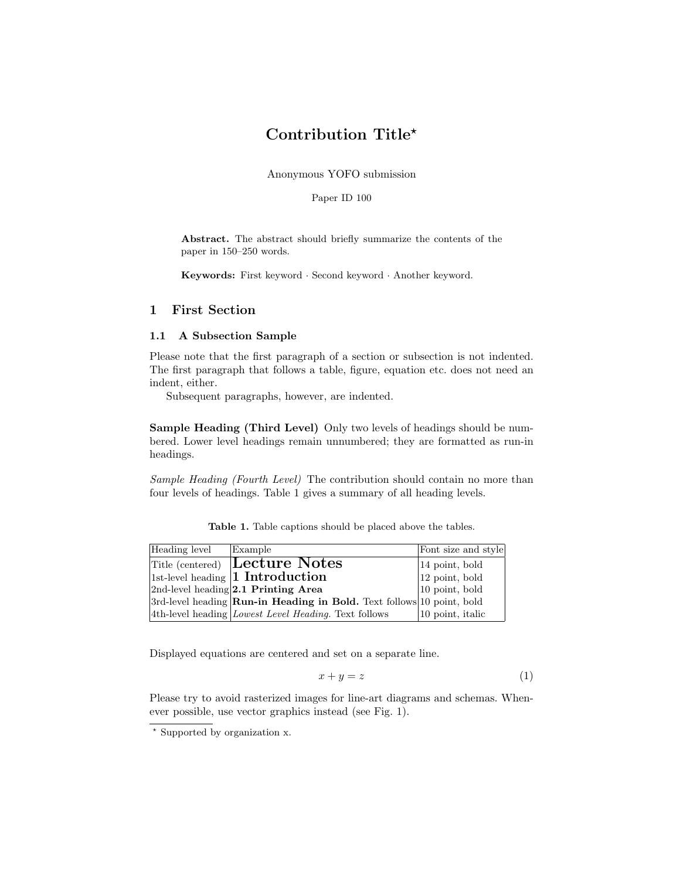# Contribution Title*

Anonymous YOFO submission

Paper ID 100

**Abstract.** The abstract should briefly summarize the contents of the paper in 150–250 words.

**Keywords:** First keyword · Second keyword · Another keyword.

## 1 First Section

### 1.1 A Subsection Sample

Please note that the first paragraph of a section or subsection is not indented. The first paragraph that follows a table, figure, equation etc. does not need an indent, either.

Subsequent paragraphs, however, are indented.

**Sample Heading (Third Level)** Only two levels of headings should be numbered. Lower level headings remain unnumbered; they are formatted as run-in headings.

*Sample Heading (Fourth Level)* The contribution should contain no more than four levels of headings. Table 1 gives a summary of all heading levels.

**Table 1.** Table captions should be placed above the tables.

| Heading level | Example | Font size and style |
|---|---|---|
| Title (centered) | **Lecture Notes** | 14 point, bold |
| 1st-level heading | **1 Introduction** | 12 point, bold |
| 2nd-level heading | **2.1 Printing Area** | 10 point, bold |
| 3rd-level heading | **Run-in Heading in Bold.** Text follows | 10 point, bold |
| 4th-level heading | *Lowest Level Heading.* Text follows | 10 point, italic |

Displayed equations are centered and set on a separate line.

$$x + y = z \tag{1}$$

Please try to avoid rasterized images for line-art diagrams and schemas. Whenever possible, use vector graphics instead (see Fig. 1).

* Supported by organization x.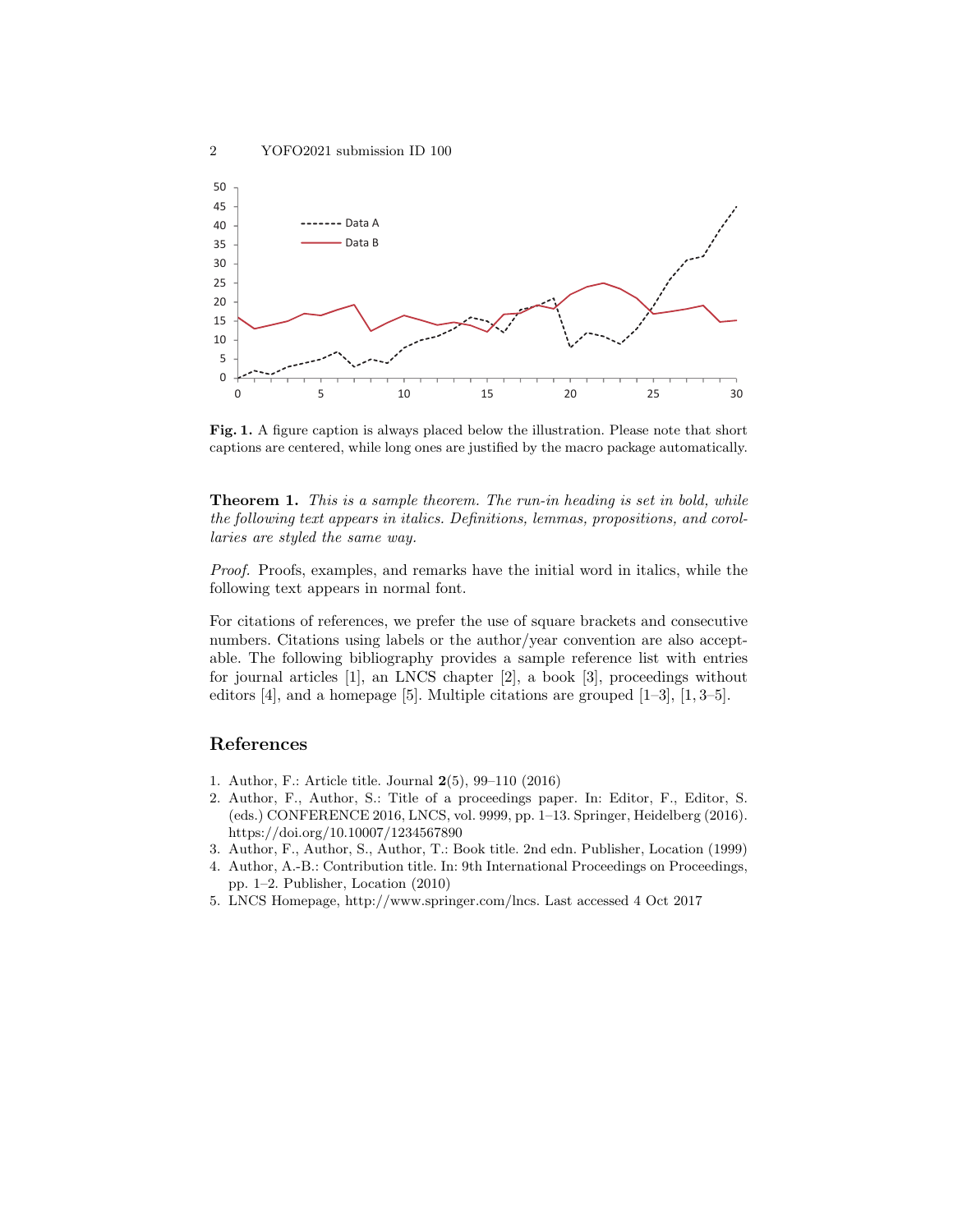50
45
40
35
30
25
20
15
10
5
0

0 5 10 15 20 25 30

Data A
Data B

**Fig. 1.** A figure caption is always placed below the illustration. Please note that short captions are centered, while long ones are justified by the macro package automatically.

**Theorem 1.** *This is a sample theorem. The run-in heading is set in bold, while the following text appears in italics. Definitions, lemmas, propositions, and corollaries are styled the same way.*

*Proof.* Proofs, examples, and remarks have the initial word in italics, while the following text appears in normal font.

For citations of references, we prefer the use of square brackets and consecutive numbers. Citations using labels or the author/year convention are also acceptable. The following bibliography provides a sample reference list with entries for journal articles [1], an LNCS chapter [2], a book [3], proceedings without editors [4], and a homepage [5]. Multiple citations are grouped [1–3], [1, 3–5].

## References

1. Author, F.: Article title. Journal **2**(5), 99–110 (2016)
2. Author, F., Author, S.: Title of a proceedings paper. In: Editor, F., Editor, S. (eds.) CONFERENCE 2016, LNCS, vol. 9999, pp. 1–13. Springer, Heidelberg (2016). https://doi.org/10.10007/1234567890
3. Author, F., Author, S., Author, T.: Book title. 2nd edn. Publisher, Location (1999)
4. Author, A.-B.: Contribution title. In: 9th International Proceedings on Proceedings, pp. 1–2. Publisher, Location (2010)
5. LNCS Homepage, http://www.springer.com/lncs. Last accessed 4 Oct 2017